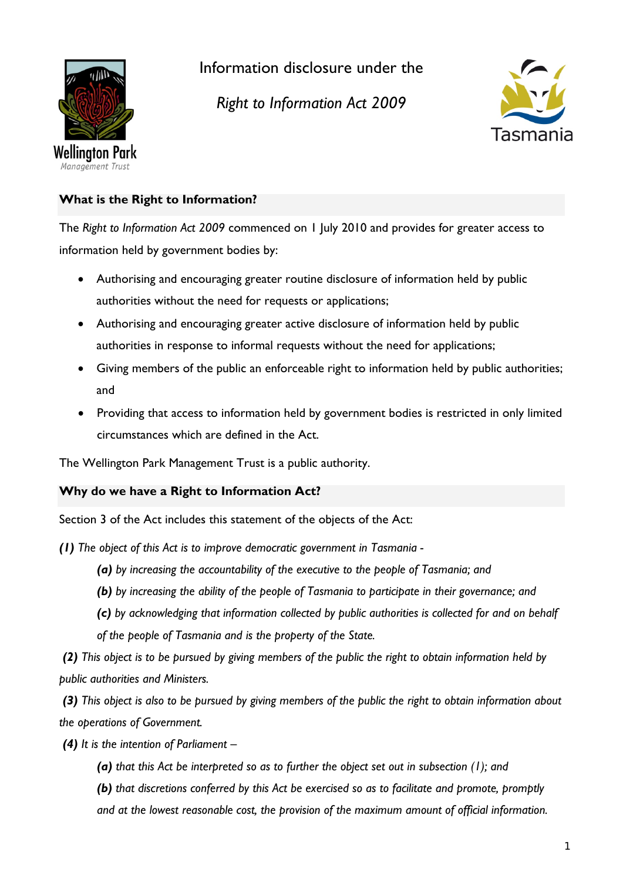Wellington Park
Management Trust

# Information disclosure under the *Right to Information Act 2009*

Tasmania

## What is the Right to Information?

The *Right to Information Act 2009* commenced on 1 July 2010 and provides for greater access to information held by government bodies by:

- Authorising and encouraging greater routine disclosure of information held by public authorities without the need for requests or applications;
- Authorising and encouraging greater active disclosure of information held by public authorities in response to informal requests without the need for applications;
- Giving members of the public an enforceable right to information held by public authorities; and
- Providing that access to information held by government bodies is restricted in only limited circumstances which are defined in the Act.

The Wellington Park Management Trust is a public authority.

## Why do we have a Right to Information Act?

Section 3 of the Act includes this statement of the objects of the Act:

***(1)*** *The object of this Act is to improve democratic government in Tasmania -*

> ***(a)*** *by increasing the accountability of the executive to the people of Tasmania; and*
>
> ***(b)*** *by increasing the ability of the people of Tasmania to participate in their governance; and*
>
> ***(c)*** *by acknowledging that information collected by public authorities is collected for and on behalf of the people of Tasmania and is the property of the State.*

***(2)*** *This object is to be pursued by giving members of the public the right to obtain information held by public authorities and Ministers.*

***(3)*** *This object is also to be pursued by giving members of the public the right to obtain information about the operations of Government.*

***(4)*** *It is the intention of Parliament –*

> ***(a)*** *that this Act be interpreted so as to further the object set out in subsection (1); and*
>
> ***(b)*** *that discretions conferred by this Act be exercised so as to facilitate and promote, promptly and at the lowest reasonable cost, the provision of the maximum amount of official information.*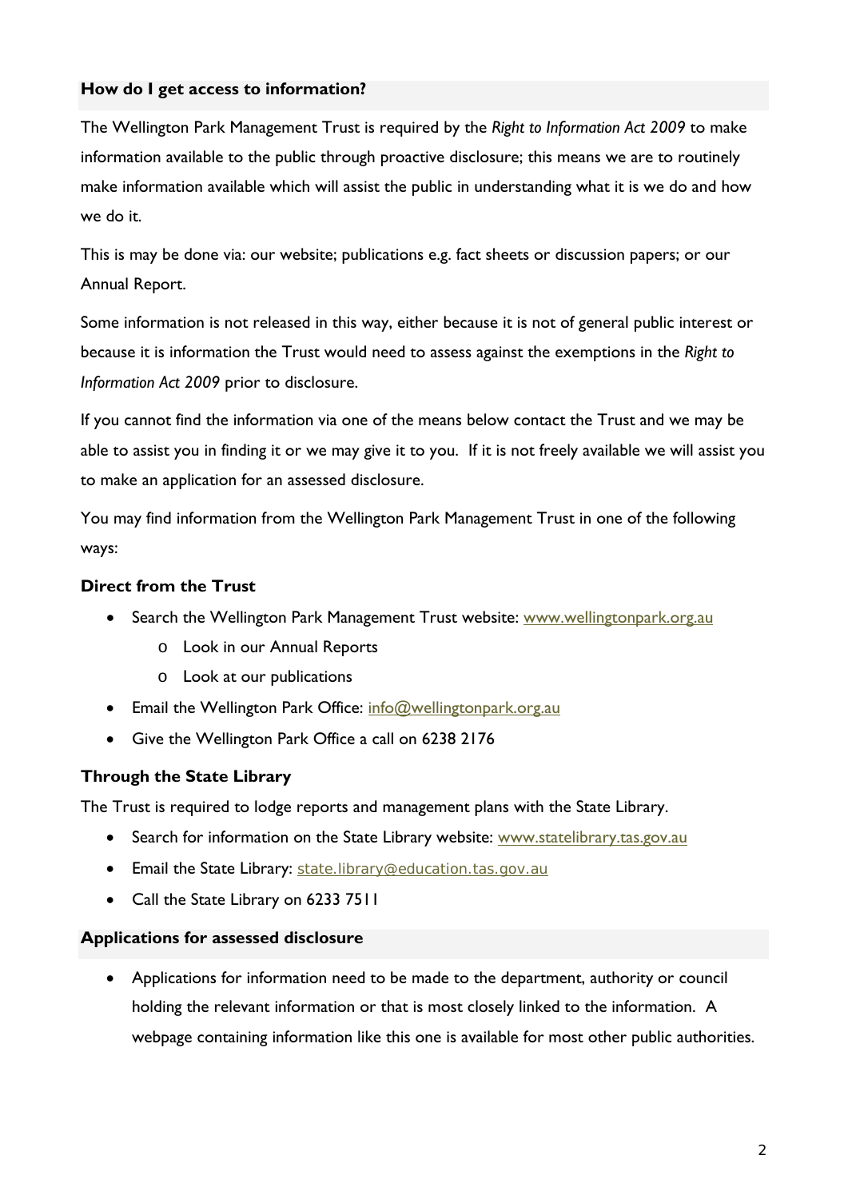## How do I get access to information?

The Wellington Park Management Trust is required by the *Right to Information Act 2009* to make information available to the public through proactive disclosure; this means we are to routinely make information available which will assist the public in understanding what it is we do and how we do it.

This is may be done via: our website; publications e.g. fact sheets or discussion papers; or our Annual Report.

Some information is not released in this way, either because it is not of general public interest or because it is information the Trust would need to assess against the exemptions in the *Right to Information Act 2009* prior to disclosure.

If you cannot find the information via one of the means below contact the Trust and we may be able to assist you in finding it or we may give it to you. If it is not freely available we will assist you to make an application for an assessed disclosure.

You may find information from the Wellington Park Management Trust in one of the following ways:

### Direct from the Trust

- Search the Wellington Park Management Trust website: www.wellingtonpark.org.au
  - Look in our Annual Reports
  - Look at our publications
- Email the Wellington Park Office: info@wellingtonpark.org.au
- Give the Wellington Park Office a call on 6238 2176

### Through the State Library

The Trust is required to lodge reports and management plans with the State Library.

- Search for information on the State Library website: www.statelibrary.tas.gov.au
- Email the State Library: state.library@education.tas.gov.au
- Call the State Library on 6233 7511

## Applications for assessed disclosure

- Applications for information need to be made to the department, authority or council holding the relevant information or that is most closely linked to the information. A webpage containing information like this one is available for most other public authorities.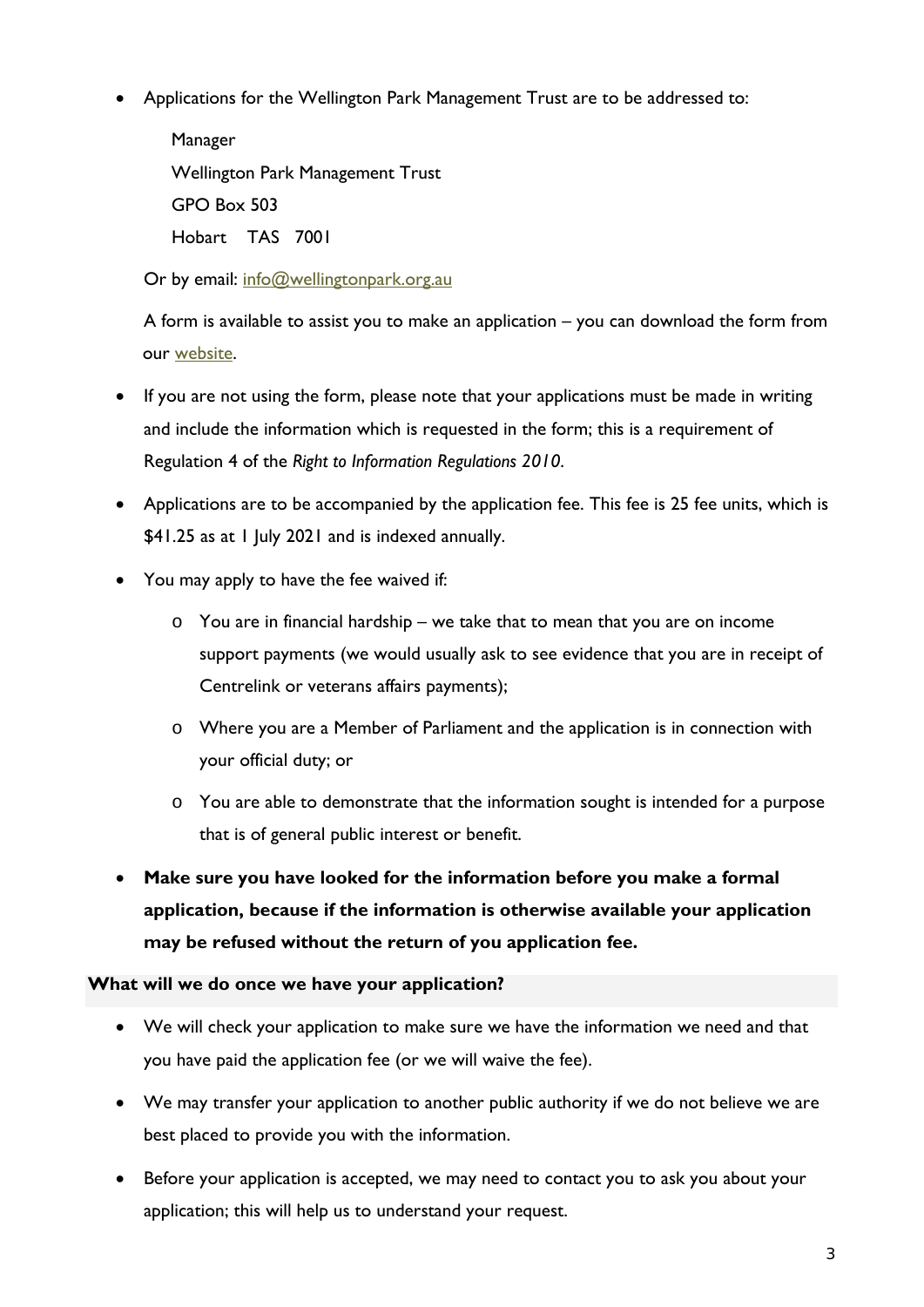- Applications for the Wellington Park Management Trust are to be addressed to:

  Manager
  Wellington Park Management Trust
  GPO Box 503
  Hobart TAS 7001

  Or by email: [info@wellingtonpark.org.au](mailto:info@wellingtonpark.org.au)

  A form is available to assist you to make an application – you can download the form from our [website](website).

- If you are not using the form, please note that your applications must be made in writing and include the information which is requested in the form; this is a requirement of Regulation 4 of the *Right to Information Regulations 2010*.

- Applications are to be accompanied by the application fee. This fee is 25 fee units, which is $41.25 as at 1 July 2021 and is indexed annually.

- You may apply to have the fee waived if:
  - You are in financial hardship – we take that to mean that you are on income support payments (we would usually ask to see evidence that you are in receipt of Centrelink or veterans affairs payments);
  - Where you are a Member of Parliament and the application is in connection with your official duty; or
  - You are able to demonstrate that the information sought is intended for a purpose that is of general public interest or benefit.

- **Make sure you have looked for the information before you make a formal application, because if the information is otherwise available your application may be refused without the return of you application fee.**

**What will we do once we have your application?**

- We will check your application to make sure we have the information we need and that you have paid the application fee (or we will waive the fee).
- We may transfer your application to another public authority if we do not believe we are best placed to provide you with the information.
- Before your application is accepted, we may need to contact you to ask you about your application; this will help us to understand your request.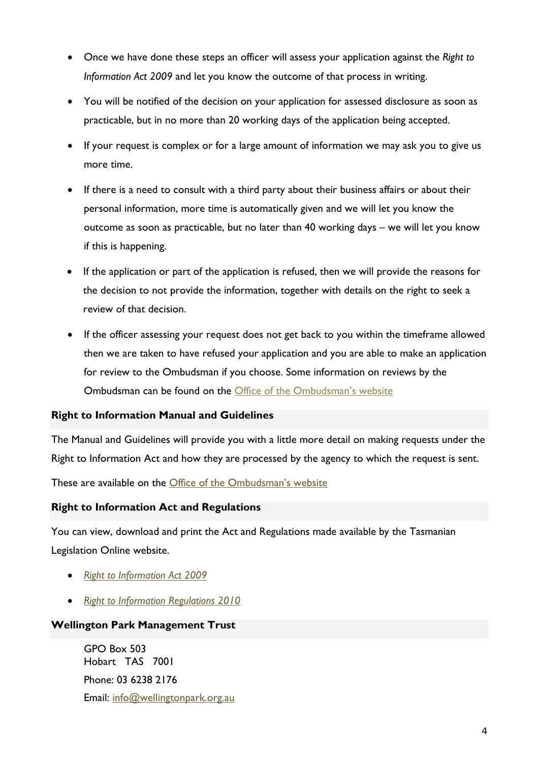- Once we have done these steps an officer will assess your application against the *Right to Information Act 2009* and let you know the outcome of that process in writing.
- You will be notified of the decision on your application for assessed disclosure as soon as practicable, but in no more than 20 working days of the application being accepted.
- If your request is complex or for a large amount of information we may ask you to give us more time.
- If there is a need to consult with a third party about their business affairs or about their personal information, more time is automatically given and we will let you know the outcome as soon as practicable, but no later than 40 working days – we will let you know if this is happening.
- If the application or part of the application is refused, then we will provide the reasons for the decision to not provide the information, together with details on the right to seek a review of that decision.
- If the officer assessing your request does not get back to you within the timeframe allowed then we are taken to have refused your application and you are able to make an application for review to the Ombudsman if you choose. Some information on reviews by the Ombudsman can be found on the Office of the Ombudsman's website

**Right to Information Manual and Guidelines**

The Manual and Guidelines will provide you with a little more detail on making requests under the Right to Information Act and how they are processed by the agency to which the request is sent.

These are available on the Office of the Ombudsman's website

**Right to Information Act and Regulations**

You can view, download and print the Act and Regulations made available by the Tasmanian Legislation Online website.

- *Right to Information Act 2009*
- *Right to Information Regulations 2010*

**Wellington Park Management Trust**

GPO Box 503
Hobart TAS 7001

Phone: 03 6238 2176

Email: info@wellingtonpark.org.au